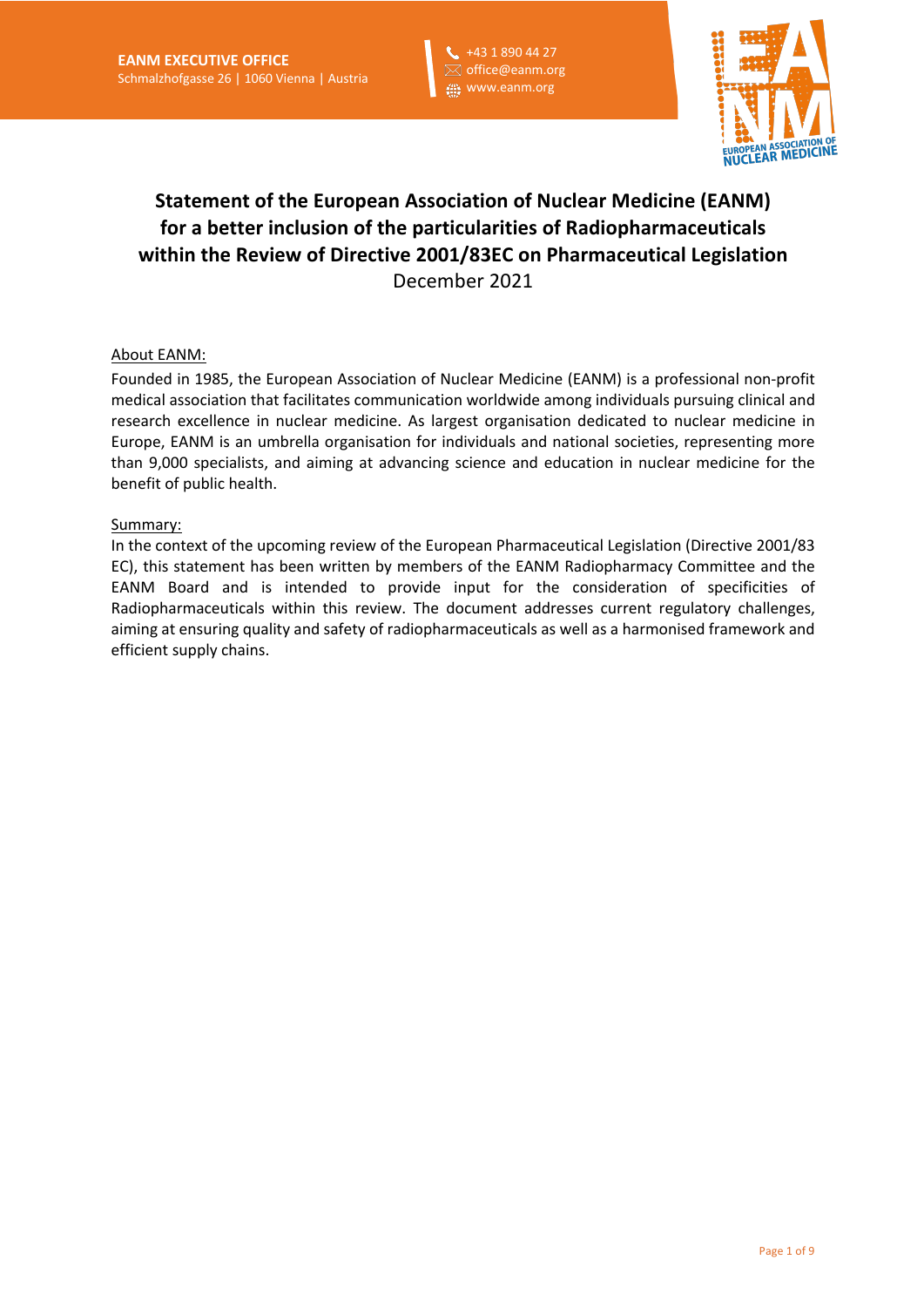**EANM EXECUTIVE OFFICE**
Schmalzhofgasse 26 | 1060 Vienna | Austria

+43 1 890 44 27
office@eanm.org
www.eanm.org

# Statement of the European Association of Nuclear Medicine (EANM) for a better inclusion of the particularities of Radiopharmaceuticals within the Review of Directive 2001/83EC on Pharmaceutical Legislation

December 2021

## About EANM:

Founded in 1985, the European Association of Nuclear Medicine (EANM) is a professional non-profit medical association that facilitates communication worldwide among individuals pursuing clinical and research excellence in nuclear medicine. As largest organisation dedicated to nuclear medicine in Europe, EANM is an umbrella organisation for individuals and national societies, representing more than 9,000 specialists, and aiming at advancing science and education in nuclear medicine for the benefit of public health.

## Summary:

In the context of the upcoming review of the European Pharmaceutical Legislation (Directive 2001/83 EC), this statement has been written by members of the EANM Radiopharmacy Committee and the EANM Board and is intended to provide input for the consideration of specificities of Radiopharmaceuticals within this review. The document addresses current regulatory challenges, aiming at ensuring quality and safety of radiopharmaceuticals as well as a harmonised framework and efficient supply chains.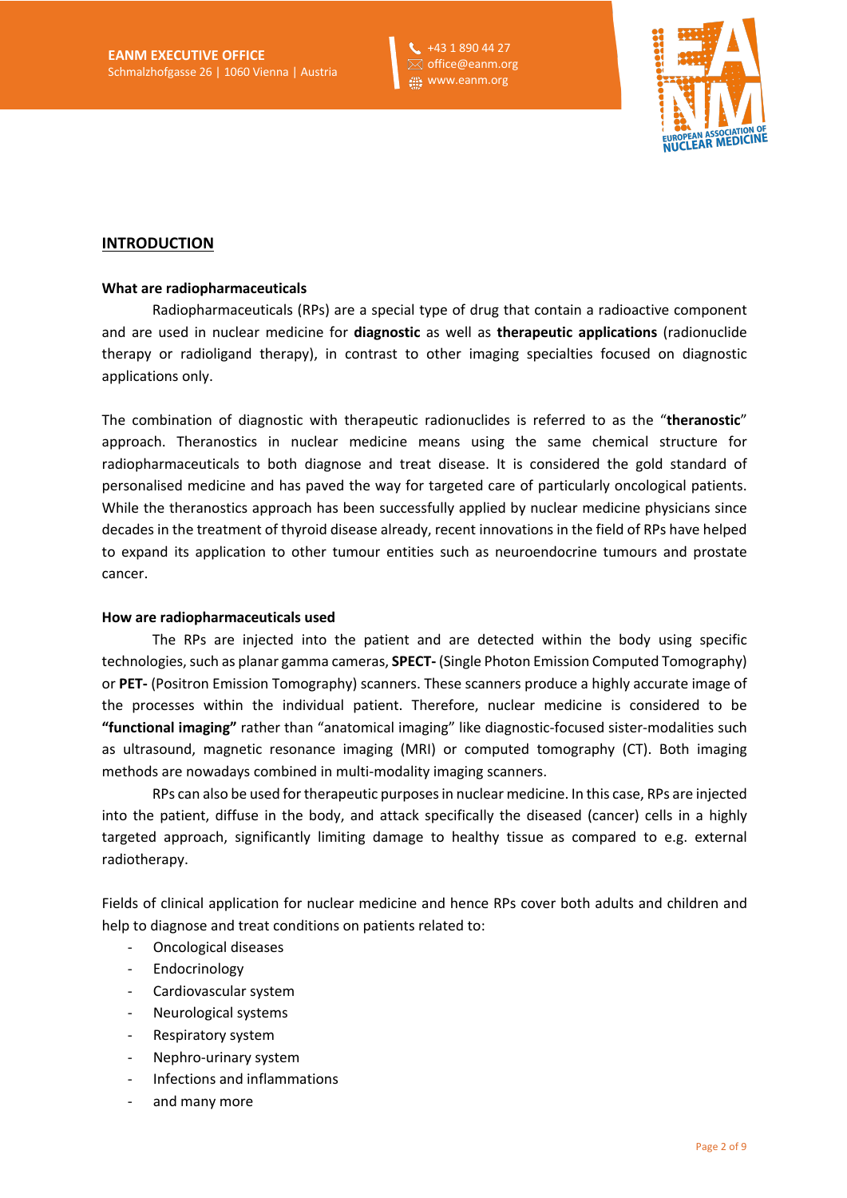## INTRODUCTION

### What are radiopharmaceuticals

Radiopharmaceuticals (RPs) are a special type of drug that contain a radioactive component and are used in nuclear medicine for **diagnostic** as well as **therapeutic applications** (radionuclide therapy or radioligand therapy), in contrast to other imaging specialties focused on diagnostic applications only.

The combination of diagnostic with therapeutic radionuclides is referred to as the "**theranostic**" approach. Theranostics in nuclear medicine means using the same chemical structure for radiopharmaceuticals to both diagnose and treat disease. It is considered the gold standard of personalised medicine and has paved the way for targeted care of particularly oncological patients. While the theranostics approach has been successfully applied by nuclear medicine physicians since decades in the treatment of thyroid disease already, recent innovations in the field of RPs have helped to expand its application to other tumour entities such as neuroendocrine tumours and prostate cancer.

### How are radiopharmaceuticals used

The RPs are injected into the patient and are detected within the body using specific technologies, such as planar gamma cameras, **SPECT-** (Single Photon Emission Computed Tomography) or **PET-** (Positron Emission Tomography) scanners. These scanners produce a highly accurate image of the processes within the individual patient. Therefore, nuclear medicine is considered to be **"functional imaging"** rather than "anatomical imaging" like diagnostic-focused sister-modalities such as ultrasound, magnetic resonance imaging (MRI) or computed tomography (CT). Both imaging methods are nowadays combined in multi-modality imaging scanners.

RPs can also be used for therapeutic purposes in nuclear medicine. In this case, RPs are injected into the patient, diffuse in the body, and attack specifically the diseased (cancer) cells in a highly targeted approach, significantly limiting damage to healthy tissue as compared to e.g. external radiotherapy.

Fields of clinical application for nuclear medicine and hence RPs cover both adults and children and help to diagnose and treat conditions on patients related to:

- Oncological diseases
- Endocrinology
- Cardiovascular system
- Neurological systems
- Respiratory system
- Nephro-urinary system
- Infections and inflammations
- and many more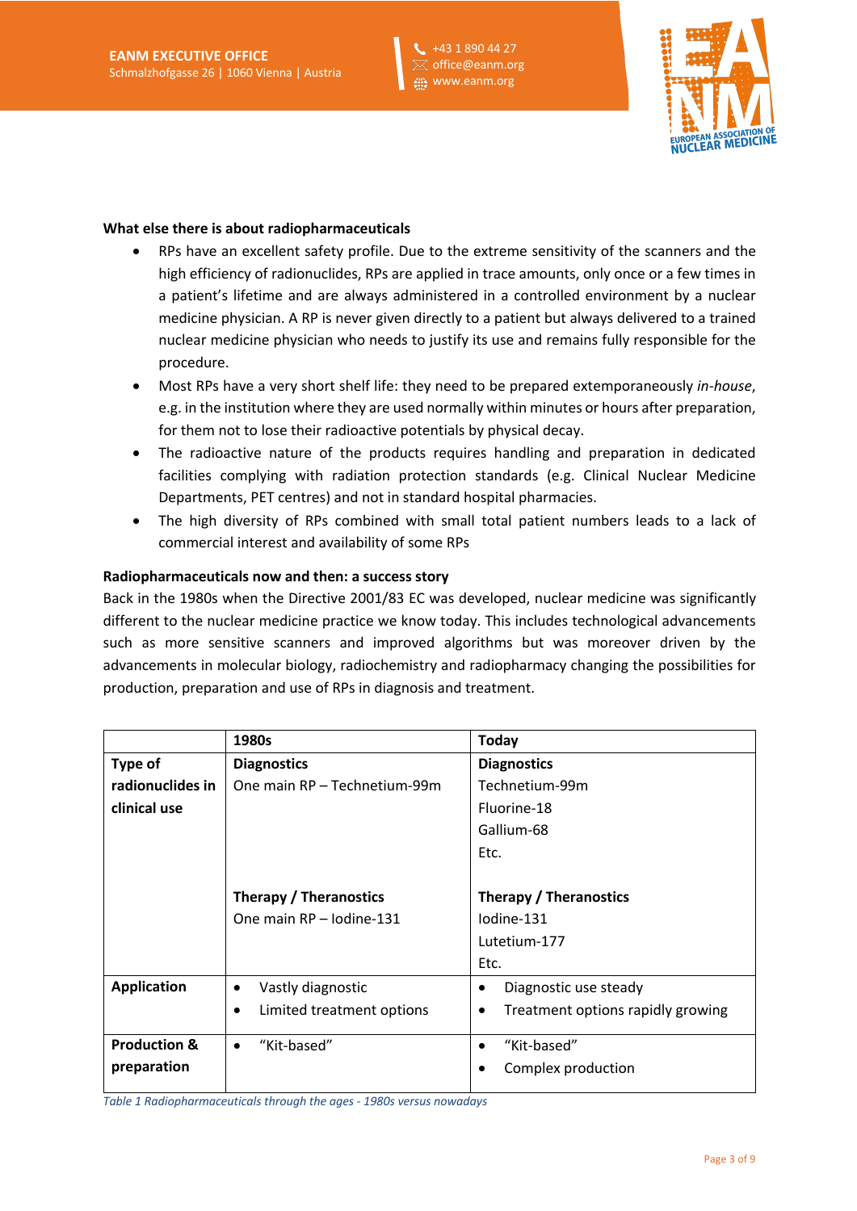**What else there is about radiopharmaceuticals**

- RPs have an excellent safety profile. Due to the extreme sensitivity of the scanners and the high efficiency of radionuclides, RPs are applied in trace amounts, only once or a few times in a patient's lifetime and are always administered in a controlled environment by a nuclear medicine physician. A RP is never given directly to a patient but always delivered to a trained nuclear medicine physician who needs to justify its use and remains fully responsible for the procedure.
- Most RPs have a very short shelf life: they need to be prepared extemporaneously *in-house*, e.g. in the institution where they are used normally within minutes or hours after preparation, for them not to lose their radioactive potentials by physical decay.
- The radioactive nature of the products requires handling and preparation in dedicated facilities complying with radiation protection standards (e.g. Clinical Nuclear Medicine Departments, PET centres) and not in standard hospital pharmacies.
- The high diversity of RPs combined with small total patient numbers leads to a lack of commercial interest and availability of some RPs

**Radiopharmaceuticals now and then: a success story**

Back in the 1980s when the Directive 2001/83 EC was developed, nuclear medicine was significantly different to the nuclear medicine practice we know today. This includes technological advancements such as more sensitive scanners and improved algorithms but was moreover driven by the advancements in molecular biology, radiochemistry and radiopharmacy changing the possibilities for production, preparation and use of RPs in diagnosis and treatment.

| | **1980s** | **Today** |
|---|---|---|
| **Type of radionuclides in clinical use** | **Diagnostics**<br>One main RP – Technetium-99m<br><br>**Therapy / Theranostics**<br>One main RP – Iodine-131 | **Diagnostics**<br>Technetium-99m<br>Fluorine-18<br>Gallium-68<br>Etc.<br><br>**Therapy / Theranostics**<br>Iodine-131<br>Lutetium-177<br>Etc. |
| **Application** | • Vastly diagnostic<br>• Limited treatment options | • Diagnostic use steady<br>• Treatment options rapidly growing |
| **Production & preparation** | • "Kit-based" | • "Kit-based"<br>• Complex production |

*Table 1 Radiopharmaceuticals through the ages - 1980s versus nowadays*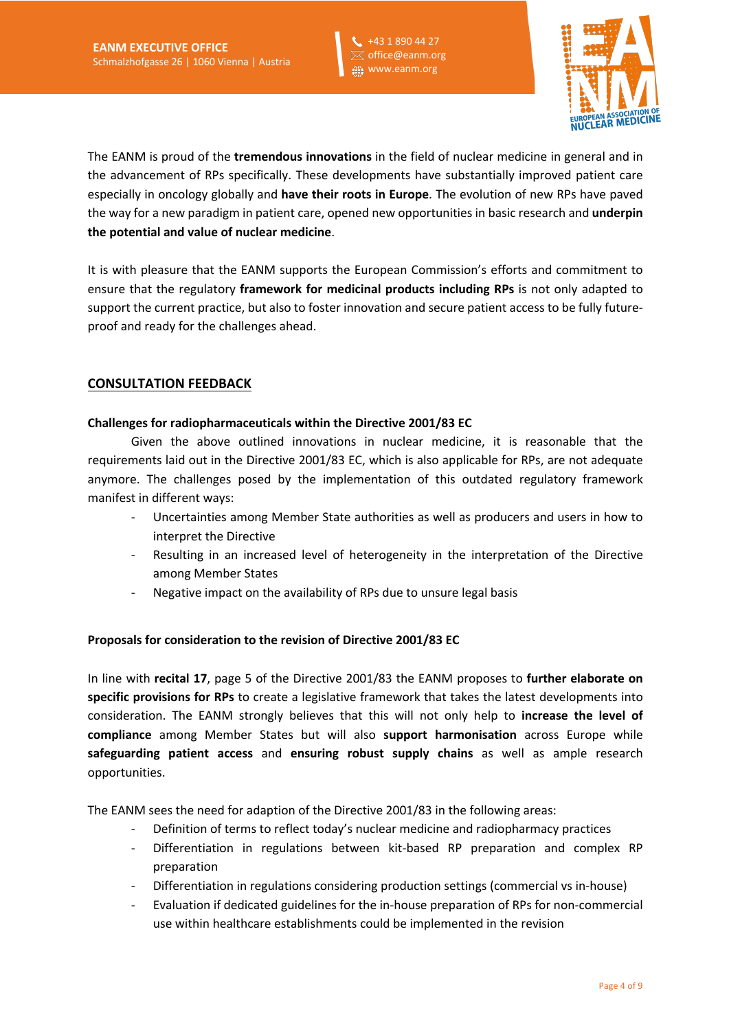The EANM is proud of the **tremendous innovations** in the field of nuclear medicine in general and in the advancement of RPs specifically. These developments have substantially improved patient care especially in oncology globally and **have their roots in Europe**. The evolution of new RPs have paved the way for a new paradigm in patient care, opened new opportunities in basic research and **underpin the potential and value of nuclear medicine**.

It is with pleasure that the EANM supports the European Commission's efforts and commitment to ensure that the regulatory **framework for medicinal products including RPs** is not only adapted to support the current practice, but also to foster innovation and secure patient access to be fully future-proof and ready for the challenges ahead.

## CONSULTATION FEEDBACK

**Challenges for radiopharmaceuticals within the Directive 2001/83 EC**

Given the above outlined innovations in nuclear medicine, it is reasonable that the requirements laid out in the Directive 2001/83 EC, which is also applicable for RPs, are not adequate anymore. The challenges posed by the implementation of this outdated regulatory framework manifest in different ways:

- Uncertainties among Member State authorities as well as producers and users in how to interpret the Directive
- Resulting in an increased level of heterogeneity in the interpretation of the Directive among Member States
- Negative impact on the availability of RPs due to unsure legal basis

**Proposals for consideration to the revision of Directive 2001/83 EC**

In line with **recital 17**, page 5 of the Directive 2001/83 the EANM proposes to **further elaborate on specific provisions for RPs** to create a legislative framework that takes the latest developments into consideration. The EANM strongly believes that this will not only help to **increase the level of compliance** among Member States but will also **support harmonisation** across Europe while **safeguarding patient access** and **ensuring robust supply chains** as well as ample research opportunities.

The EANM sees the need for adaption of the Directive 2001/83 in the following areas:

- Definition of terms to reflect today's nuclear medicine and radiopharmacy practices
- Differentiation in regulations between kit-based RP preparation and complex RP preparation
- Differentiation in regulations considering production settings (commercial vs in-house)
- Evaluation if dedicated guidelines for the in-house preparation of RPs for non-commercial use within healthcare establishments could be implemented in the revision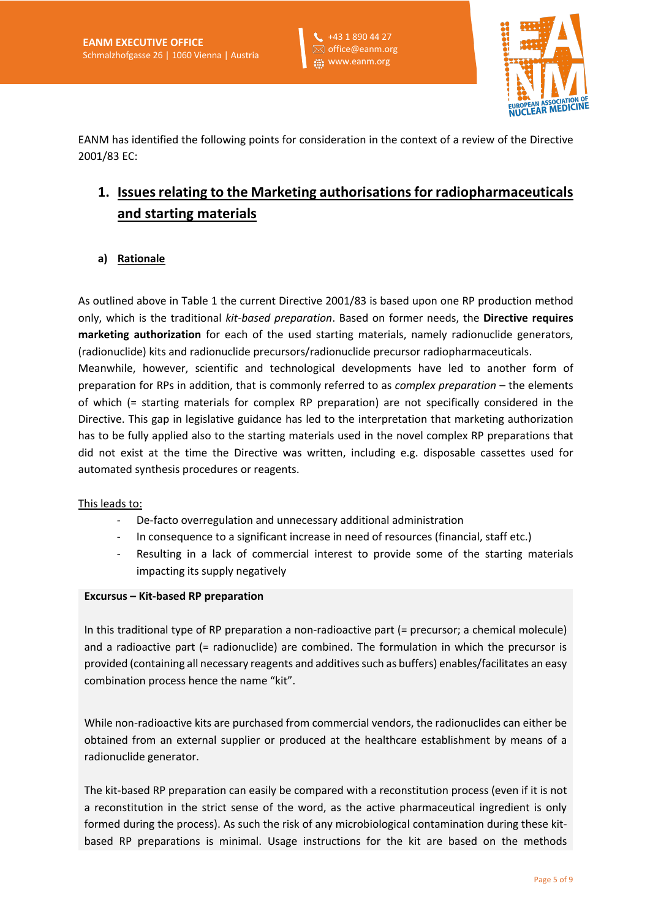EANM has identified the following points for consideration in the context of a review of the Directive 2001/83 EC:

## 1. Issues relating to the Marketing authorisations for radiopharmaceuticals and starting materials

### a) Rationale

As outlined above in Table 1 the current Directive 2001/83 is based upon one RP production method only, which is the traditional *kit-based preparation*. Based on former needs, the **Directive requires marketing authorization** for each of the used starting materials, namely radionuclide generators, (radionuclide) kits and radionuclide precursors/radionuclide precursor radiopharmaceuticals.

Meanwhile, however, scientific and technological developments have led to another form of preparation for RPs in addition, that is commonly referred to as *complex preparation* – the elements of which (= starting materials for complex RP preparation) are not specifically considered in the Directive. This gap in legislative guidance has led to the interpretation that marketing authorization has to be fully applied also to the starting materials used in the novel complex RP preparations that did not exist at the time the Directive was written, including e.g. disposable cassettes used for automated synthesis procedures or reagents.

This leads to:

- De-facto overregulation and unnecessary additional administration
- In consequence to a significant increase in need of resources (financial, staff etc.)
- Resulting in a lack of commercial interest to provide some of the starting materials impacting its supply negatively

**Excursus – Kit-based RP preparation**

In this traditional type of RP preparation a non-radioactive part (= precursor; a chemical molecule) and a radioactive part (= radionuclide) are combined. The formulation in which the precursor is provided (containing all necessary reagents and additives such as buffers) enables/facilitates an easy combination process hence the name "kit".

While non-radioactive kits are purchased from commercial vendors, the radionuclides can either be obtained from an external supplier or produced at the healthcare establishment by means of a radionuclide generator.

The kit-based RP preparation can easily be compared with a reconstitution process (even if it is not a reconstitution in the strict sense of the word, as the active pharmaceutical ingredient is only formed during the process). As such the risk of any microbiological contamination during these kit-based RP preparations is minimal. Usage instructions for the kit are based on the methods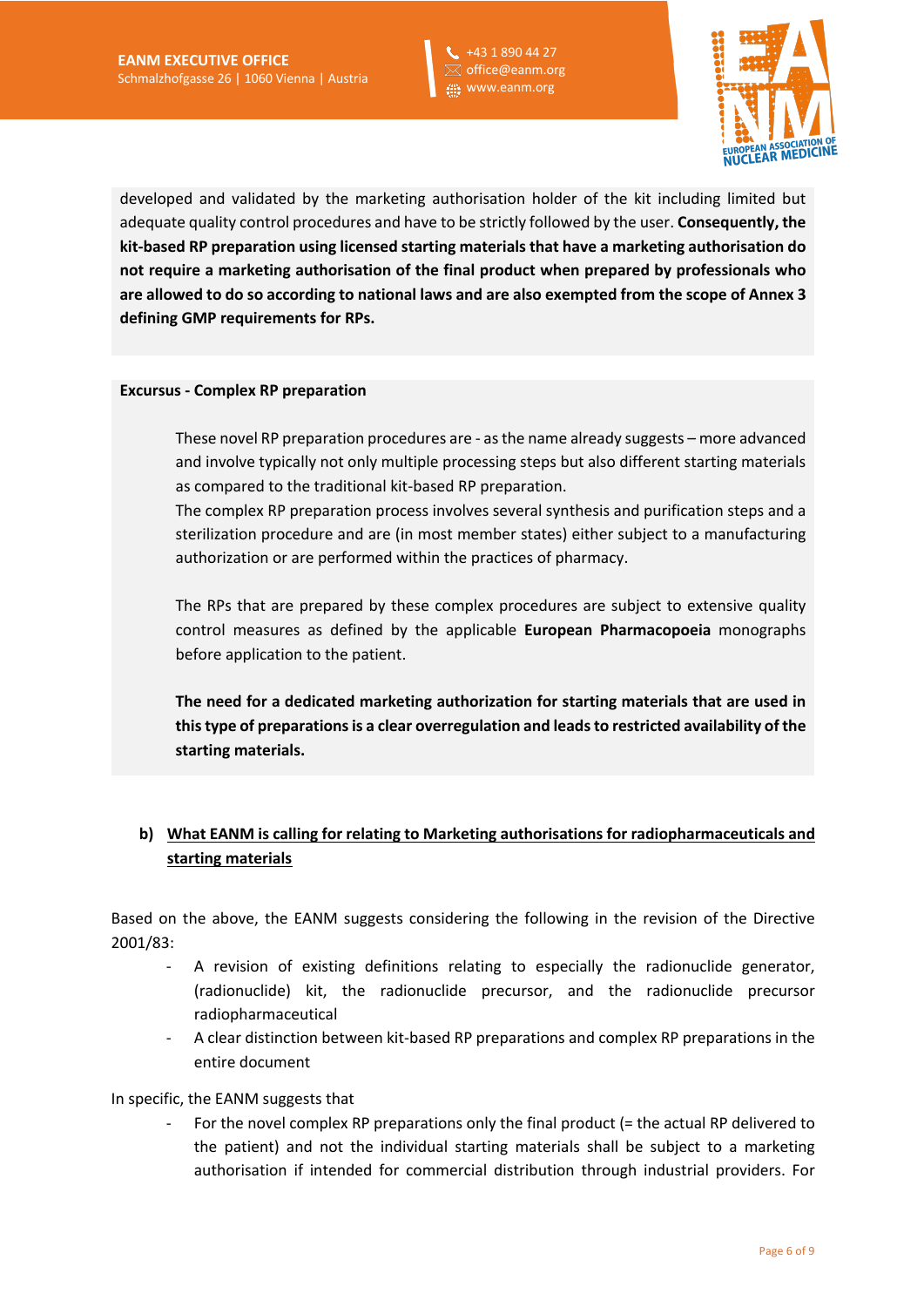developed and validated by the marketing authorisation holder of the kit including limited but adequate quality control procedures and have to be strictly followed by the user. **Consequently, the kit-based RP preparation using licensed starting materials that have a marketing authorisation do not require a marketing authorisation of the final product when prepared by professionals who are allowed to do so according to national laws and are also exempted from the scope of Annex 3 defining GMP requirements for RPs.**

**Excursus - Complex RP preparation**

> These novel RP preparation procedures are - as the name already suggests – more advanced and involve typically not only multiple processing steps but also different starting materials as compared to the traditional kit-based RP preparation.
> The complex RP preparation process involves several synthesis and purification steps and a sterilization procedure and are (in most member states) either subject to a manufacturing authorization or are performed within the practices of pharmacy.
>
> The RPs that are prepared by these complex procedures are subject to extensive quality control measures as defined by the applicable **European Pharmacopoeia** monographs before application to the patient.
>
> **The need for a dedicated marketing authorization for starting materials that are used in this type of preparations is a clear overregulation and leads to restricted availability of the starting materials.**

### b) What EANM is calling for relating to Marketing authorisations for radiopharmaceuticals and starting materials

Based on the above, the EANM suggests considering the following in the revision of the Directive 2001/83:

- A revision of existing definitions relating to especially the radionuclide generator, (radionuclide) kit, the radionuclide precursor, and the radionuclide precursor radiopharmaceutical
- A clear distinction between kit-based RP preparations and complex RP preparations in the entire document

In specific, the EANM suggests that

- For the novel complex RP preparations only the final product (= the actual RP delivered to the patient) and not the individual starting materials shall be subject to a marketing authorisation if intended for commercial distribution through industrial providers. For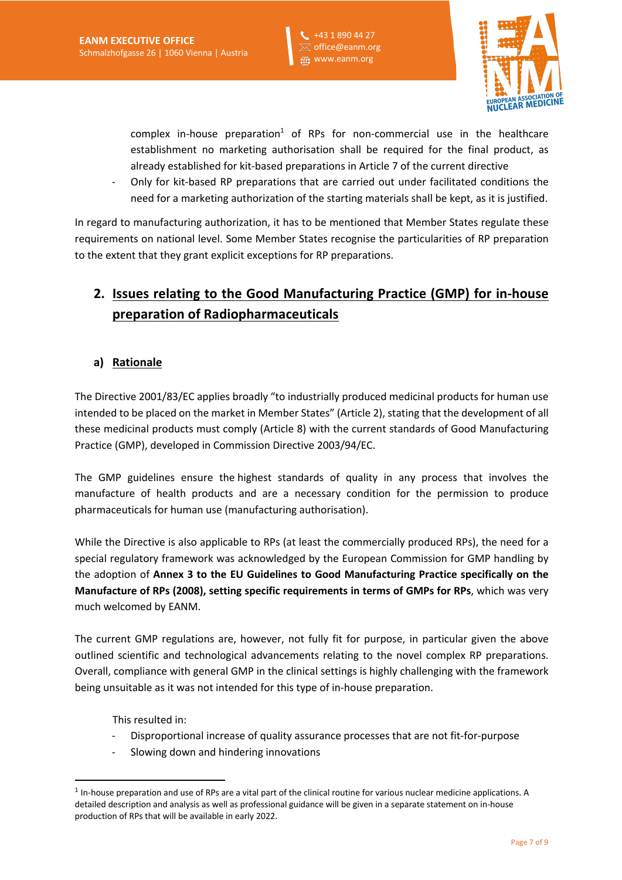complex in-house preparation[1] of RPs for non-commercial use in the healthcare establishment no marketing authorisation shall be required for the final product, as already established for kit-based preparations in Article 7 of the current directive

- Only for kit-based RP preparations that are carried out under facilitated conditions the need for a marketing authorization of the starting materials shall be kept, as it is justified.

In regard to manufacturing authorization, it has to be mentioned that Member States regulate these requirements on national level. Some Member States recognise the particularities of RP preparation to the extent that they grant explicit exceptions for RP preparations.

## 2. Issues relating to the Good Manufacturing Practice (GMP) for in-house preparation of Radiopharmaceuticals

### a) Rationale

The Directive 2001/83/EC applies broadly "to industrially produced medicinal products for human use intended to be placed on the market in Member States" (Article 2), stating that the development of all these medicinal products must comply (Article 8) with the current standards of Good Manufacturing Practice (GMP), developed in Commission Directive 2003/94/EC.

The GMP guidelines ensure the highest standards of quality in any process that involves the manufacture of health products and are a necessary condition for the permission to produce pharmaceuticals for human use (manufacturing authorisation).

While the Directive is also applicable to RPs (at least the commercially produced RPs), the need for a special regulatory framework was acknowledged by the European Commission for GMP handling by the adoption of **Annex 3 to the EU Guidelines to Good Manufacturing Practice specifically on the Manufacture of RPs (2008), setting specific requirements in terms of GMPs for RPs**, which was very much welcomed by EANM.

The current GMP regulations are, however, not fully fit for purpose, in particular given the above outlined scientific and technological advancements relating to the novel complex RP preparations. Overall, compliance with general GMP in the clinical settings is highly challenging with the framework being unsuitable as it was not intended for this type of in-house preparation.

This resulted in:

- Disproportional increase of quality assurance processes that are not fit-for-purpose
- Slowing down and hindering innovations

[1] In-house preparation and use of RPs are a vital part of the clinical routine for various nuclear medicine applications. A detailed description and analysis as well as professional guidance will be given in a separate statement on in-house production of RPs that will be available in early 2022.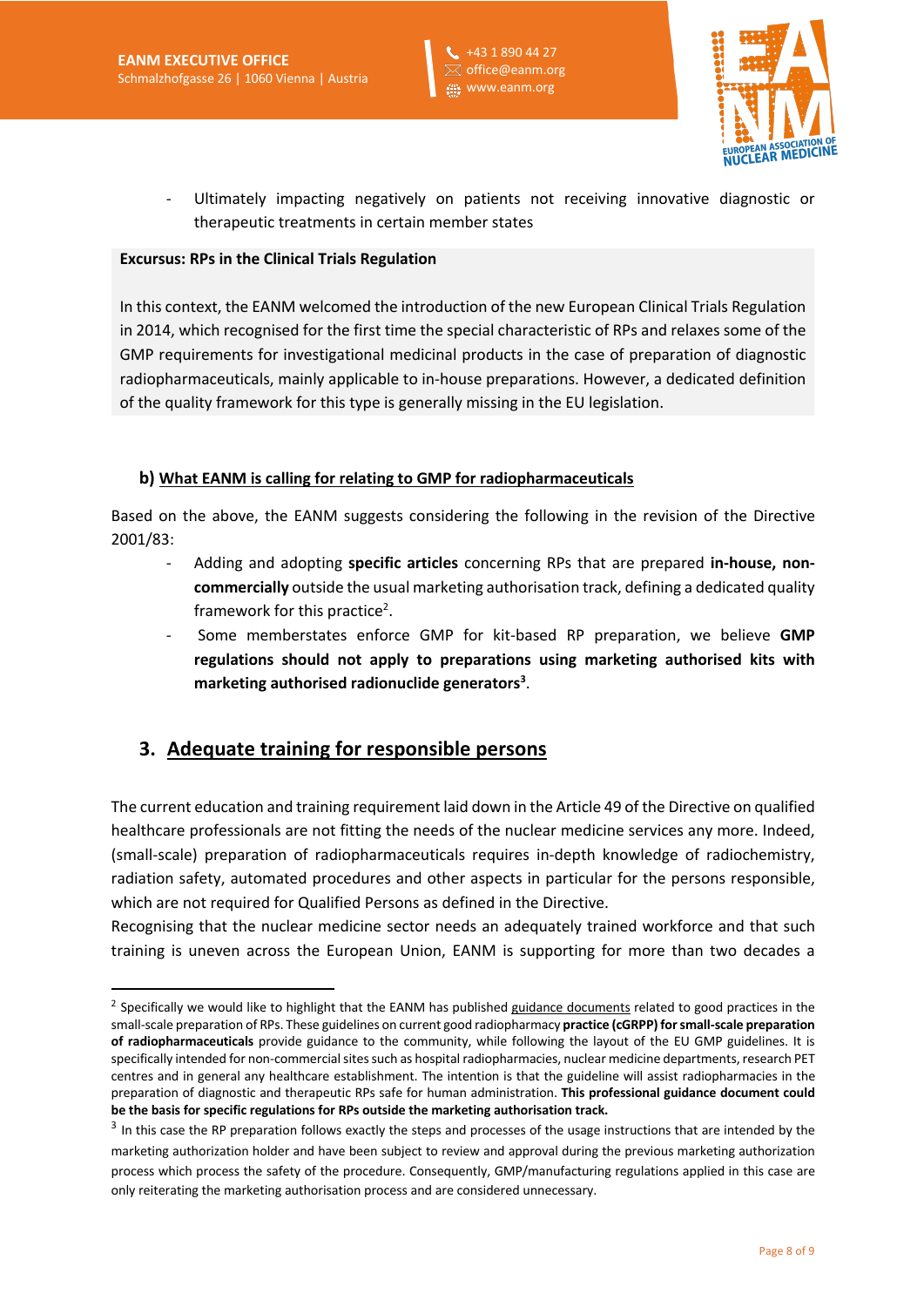- Ultimately impacting negatively on patients not receiving innovative diagnostic or therapeutic treatments in certain member states

**Excursus: RPs in the Clinical Trials Regulation**

In this context, the EANM welcomed the introduction of the new European Clinical Trials Regulation in 2014, which recognised for the first time the special characteristic of RPs and relaxes some of the GMP requirements for investigational medicinal products in the case of preparation of diagnostic radiopharmaceuticals, mainly applicable to in-house preparations. However, a dedicated definition of the quality framework for this type is generally missing in the EU legislation.

### b) What EANM is calling for relating to GMP for radiopharmaceuticals

Based on the above, the EANM suggests considering the following in the revision of the Directive 2001/83:

- Adding and adopting **specific articles** concerning RPs that are prepared **in-house, non-commercially** outside the usual marketing authorisation track, defining a dedicated quality framework for this practice[2].
- Some memberstates enforce GMP for kit-based RP preparation, we believe **GMP regulations should not apply to preparations using marketing authorised kits with marketing authorised radionuclide generators[3]**.

## 3. Adequate training for responsible persons

The current education and training requirement laid down in the Article 49 of the Directive on qualified healthcare professionals are not fitting the needs of the nuclear medicine services any more. Indeed, (small-scale) preparation of radiopharmaceuticals requires in-depth knowledge of radiochemistry, radiation safety, automated procedures and other aspects in particular for the persons responsible, which are not required for Qualified Persons as defined in the Directive.

Recognising that the nuclear medicine sector needs an adequately trained workforce and that such training is uneven across the European Union, EANM is supporting for more than two decades a

---

[2] Specifically we would like to highlight that the EANM has published guidance documents related to good practices in the small-scale preparation of RPs. These guidelines on current good radiopharmacy **practice (cGRPP) for small-scale preparation of radiopharmaceuticals** provide guidance to the community, while following the layout of the EU GMP guidelines. It is specifically intended for non-commercial sites such as hospital radiopharmacies, nuclear medicine departments, research PET centres and in general any healthcare establishment. The intention is that the guideline will assist radiopharmacies in the preparation of diagnostic and therapeutic RPs safe for human administration. **This professional guidance document could be the basis for specific regulations for RPs outside the marketing authorisation track.**

[3] In this case the RP preparation follows exactly the steps and processes of the usage instructions that are intended by the marketing authorization holder and have been subject to review and approval during the previous marketing authorization process which process the safety of the procedure. Consequently, GMP/manufacturing regulations applied in this case are only reiterating the marketing authorisation process and are considered unnecessary.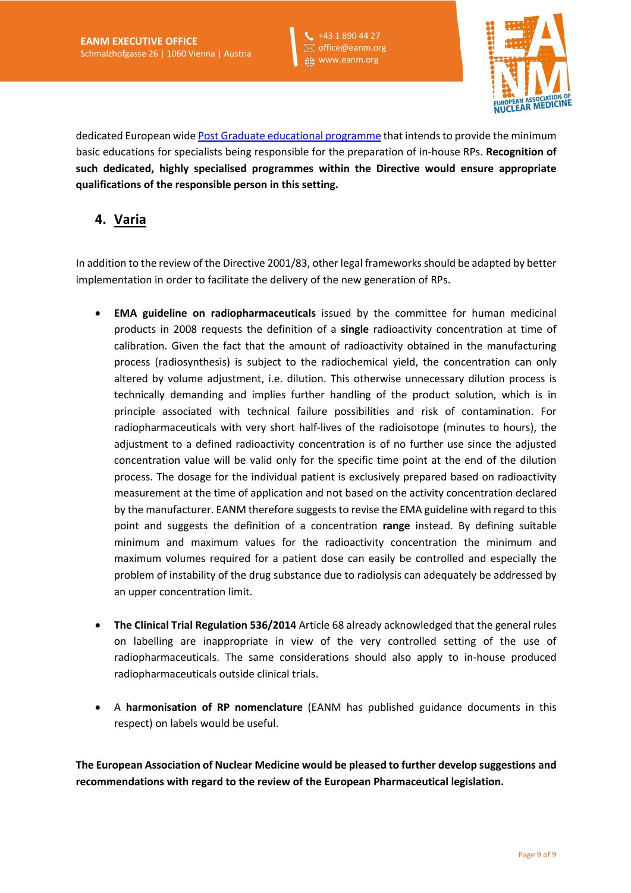dedicated European wide Post Graduate educational programme that intends to provide the minimum basic educations for specialists being responsible for the preparation of in-house RPs. **Recognition of such dedicated, highly specialised programmes within the Directive would ensure appropriate qualifications of the responsible person in this setting.**

## 4. Varia

In addition to the review of the Directive 2001/83, other legal frameworks should be adapted by better implementation in order to facilitate the delivery of the new generation of RPs.

- **EMA guideline on radiopharmaceuticals** issued by the committee for human medicinal products in 2008 requests the definition of a **single** radioactivity concentration at time of calibration. Given the fact that the amount of radioactivity obtained in the manufacturing process (radiosynthesis) is subject to the radiochemical yield, the concentration can only altered by volume adjustment, i.e. dilution. This otherwise unnecessary dilution process is technically demanding and implies further handling of the product solution, which is in principle associated with technical failure possibilities and risk of contamination. For radiopharmaceuticals with very short half-lives of the radioisotope (minutes to hours), the adjustment to a defined radioactivity concentration is of no further use since the adjusted concentration value will be valid only for the specific time point at the end of the dilution process. The dosage for the individual patient is exclusively prepared based on radioactivity measurement at the time of application and not based on the activity concentration declared by the manufacturer. EANM therefore suggests to revise the EMA guideline with regard to this point and suggests the definition of a concentration **range** instead. By defining suitable minimum and maximum values for the radioactivity concentration the minimum and maximum volumes required for a patient dose can easily be controlled and especially the problem of instability of the drug substance due to radiolysis can adequately be addressed by an upper concentration limit.

- **The Clinical Trial Regulation 536/2014** Article 68 already acknowledged that the general rules on labelling are inappropriate in view of the very controlled setting of the use of radiopharmaceuticals. The same considerations should also apply to in-house produced radiopharmaceuticals outside clinical trials.

- A **harmonisation of RP nomenclature** (EANM has published guidance documents in this respect) on labels would be useful.

**The European Association of Nuclear Medicine would be pleased to further develop suggestions and recommendations with regard to the review of the European Pharmaceutical legislation.**